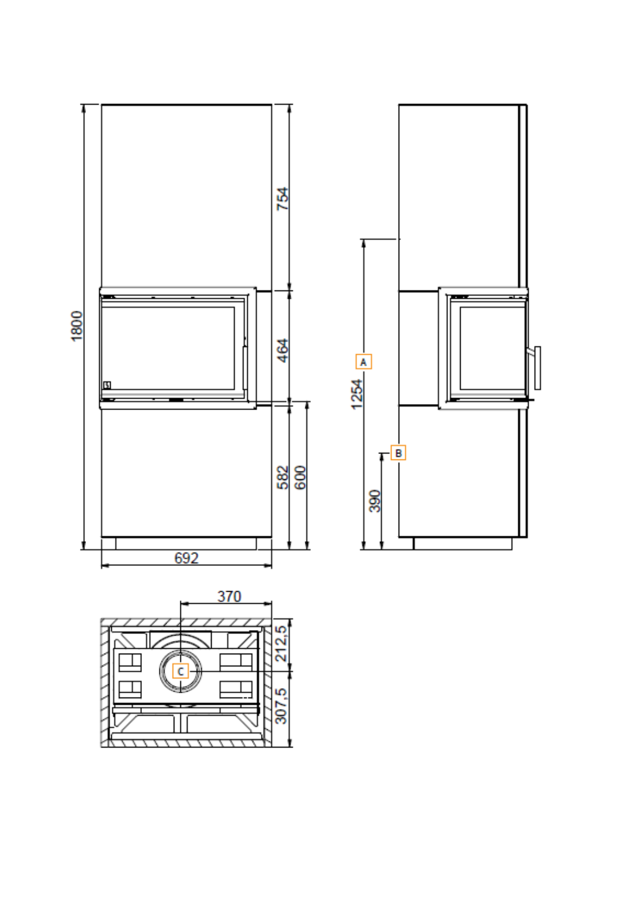1800

754

464

582

600

692

A

1254

B

390

370

212,5

C

307,5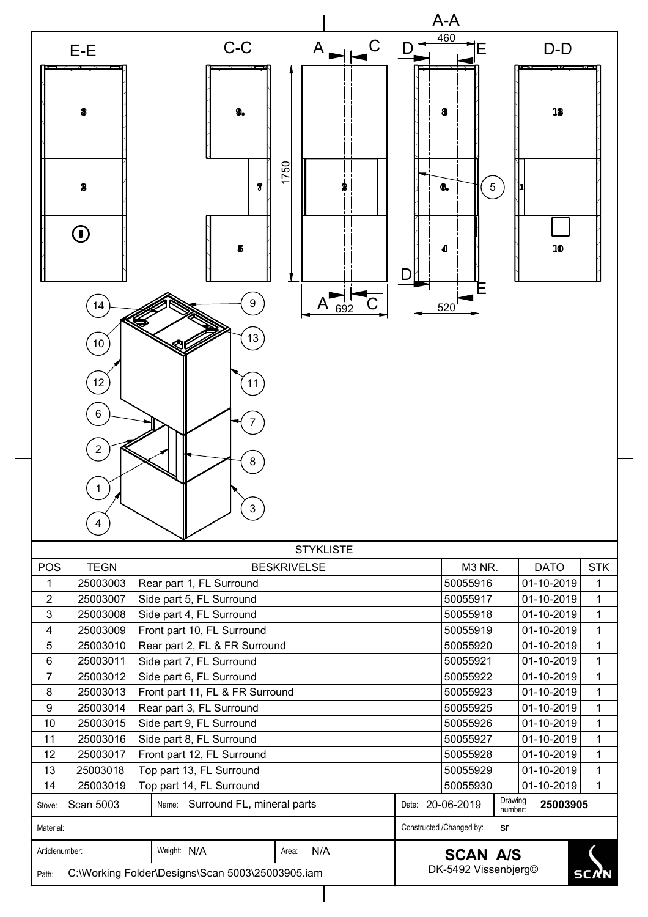A-A

E-E

C-C

D-D

460

1750

692

520

## STYKLISTE

| POS | TEGN | BESKRIVELSE | M3 NR. | DATO | STK |
|---|---|---|---|---|---|
| 1 | 25003003 | Rear part 1, FL Surround | 50055916 | 01-10-2019 | 1 |
| 2 | 25003007 | Side part 5, FL Surround | 50055917 | 01-10-2019 | 1 |
| 3 | 25003008 | Side part 4, FL Surround | 50055918 | 01-10-2019 | 1 |
| 4 | 25003009 | Front part 10, FL Surround | 50055919 | 01-10-2019 | 1 |
| 5 | 25003010 | Rear part 2, FL & FR Surround | 50055920 | 01-10-2019 | 1 |
| 6 | 25003011 | Side part 7, FL Surround | 50055921 | 01-10-2019 | 1 |
| 7 | 25003012 | Side part 6, FL Surround | 50055922 | 01-10-2019 | 1 |
| 8 | 25003013 | Front part 11, FL & FR Surround | 50055923 | 01-10-2019 | 1 |
| 9 | 25003014 | Rear part 3, FL Surround | 50055925 | 01-10-2019 | 1 |
| 10 | 25003015 | Side part 9, FL Surround | 50055926 | 01-10-2019 | 1 |
| 11 | 25003016 | Side part 8, FL Surround | 50055927 | 01-10-2019 | 1 |
| 12 | 25003017 | Front part 12, FL Surround | 50055928 | 01-10-2019 | 1 |
| 13 | 25003018 | Top part 13, FL Surround | 50055929 | 01-10-2019 | 1 |
| 14 | 25003019 | Top part 14, FL Surround | 50055930 | 01-10-2019 | 1 |

| | | | |
|---|---|---|---|
| Stove: Scan 5003 | Name: Surround FL, mineral parts | Date: 20-06-2019 | Drawing number: 25003905 |
| Material: | | Constructed /Changed by: sr | |
| Articlenumber: | Weight: N/A | Area: N/A | SCAN A/S<br>DK-5492 Vissenbjerg© |
| Path: C:\Working Folder\Designs\Scan 5003\25003905.iam | | | |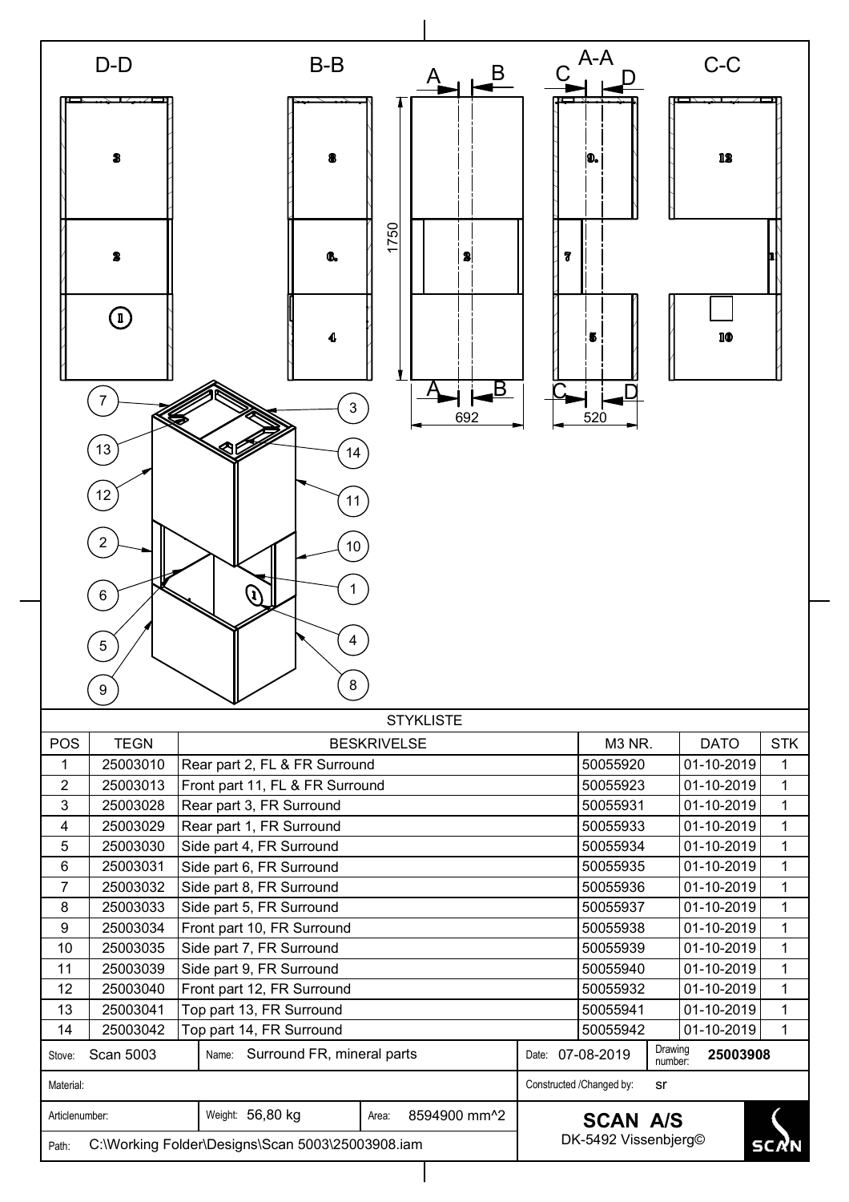D-D B-B A-A C-C

1750

692

520

## STYKLISTE

| POS | TEGN | BESKRIVELSE | M3 NR. | DATO | STK |
|---|---|---|---|---|---|
| 1 | 25003010 | Rear part 2, FL & FR Surround | 50055920 | 01-10-2019 | 1 |
| 2 | 25003013 | Front part 11, FL & FR Surround | 50055923 | 01-10-2019 | 1 |
| 3 | 25003028 | Rear part 3, FR Surround | 50055931 | 01-10-2019 | 1 |
| 4 | 25003029 | Rear part 1, FR Surround | 50055933 | 01-10-2019 | 1 |
| 5 | 25003030 | Side part 4, FR Surround | 50055934 | 01-10-2019 | 1 |
| 6 | 25003031 | Side part 6, FR Surround | 50055935 | 01-10-2019 | 1 |
| 7 | 25003032 | Side part 8, FR Surround | 50055936 | 01-10-2019 | 1 |
| 8 | 25003033 | Side part 5, FR Surround | 50055937 | 01-10-2019 | 1 |
| 9 | 25003034 | Front part 10, FR Surround | 50055938 | 01-10-2019 | 1 |
| 10 | 25003035 | Side part 7, FR Surround | 50055939 | 01-10-2019 | 1 |
| 11 | 25003039 | Side part 9, FR Surround | 50055940 | 01-10-2019 | 1 |
| 12 | 25003040 | Front part 12, FR Surround | 50055932 | 01-10-2019 | 1 |
| 13 | 25003041 | Top part 13, FR Surround | 50055941 | 01-10-2019 | 1 |
| 14 | 25003042 | Top part 14, FR Surround | 50055942 | 01-10-2019 | 1 |

| | | | |
|---|---|---|---|
| Stove: Scan 5003 | Name: Surround FR, mineral parts | Date: 07-08-2019 | Drawing number: **25003908** |
| Material: | | Constructed /Changed by: sr | |
| Articlenumber: | Weight: 56,80 kg | Area: 8594900 mm^2 | **SCAN A/S** DK-5492 Vissenbjerg© |
| Path: C:\Working Folder\Designs\Scan 5003\25003908.iam | | | |